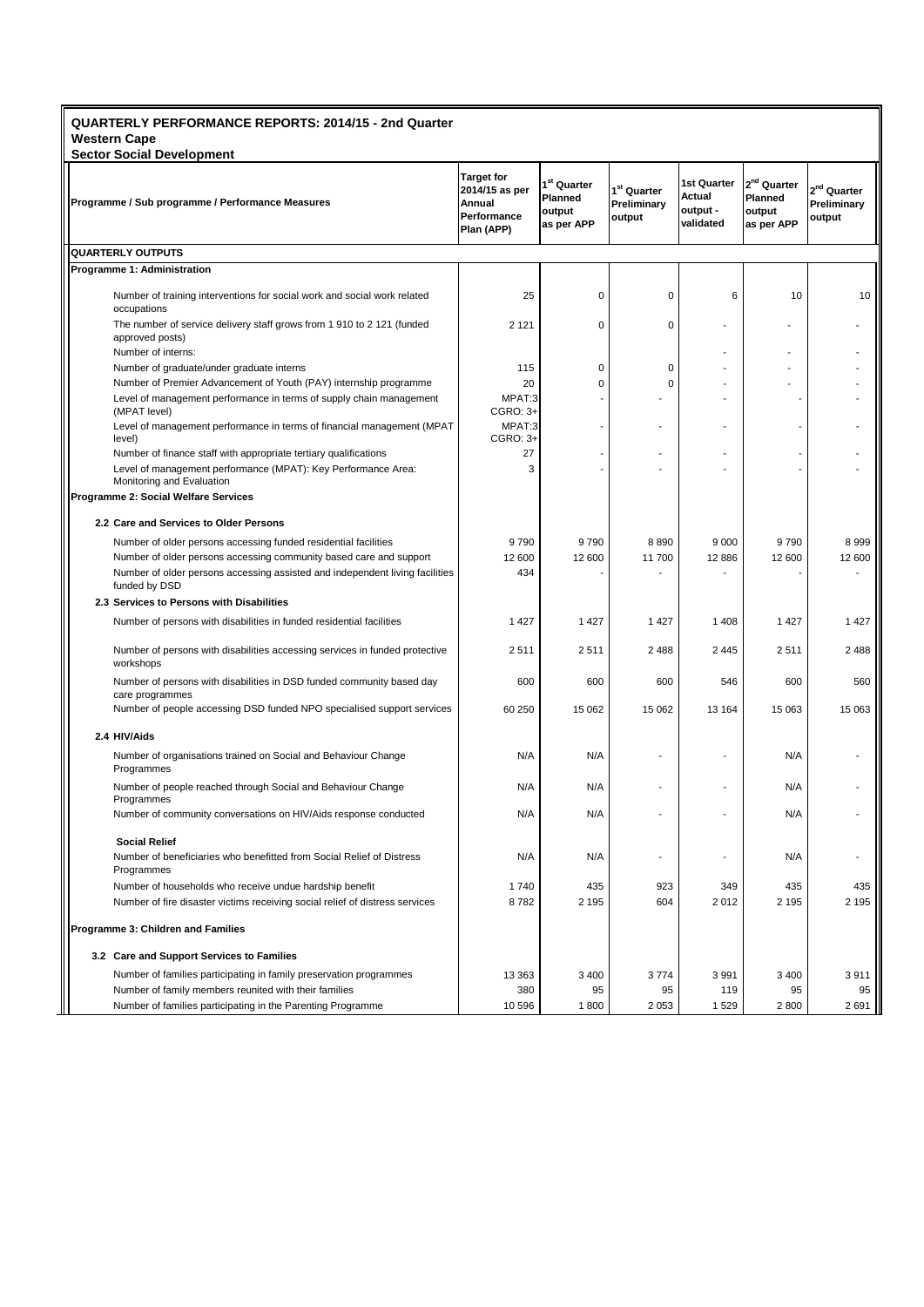# QUARTERLY PERFORMANCE REPORTS: 2014/15 - 2nd Quarter

## Western Cape

### Sector Social Development

| Programme / Sub programme / Performance Measures | Target for 2014/15 as per Annual Performance Plan (APP) | 1st Quarter Planned output as per APP | 1st Quarter Preliminary output | 1st Quarter Actual output - validated | 2nd Quarter Planned output as per APP | 2nd Quarter Preliminary output |
|---|---|---|---|---|---|---|
| **QUARTERLY OUTPUTS** | | | | | | |
| **Programme 1: Administration** | | | | | | |
| Number of training interventions for social work and social work related occupations | 25 | 0 | 0 | 6 | 10 | 10 |
| The number of service delivery staff grows from 1 910 to 2 121 (funded approved posts) | 2 121 | 0 | 0 | - | - | - |
| Number of interns: | | | | - | - | - |
| Number of graduate/under graduate interns | 115 | 0 | 0 | - | - | - |
| Number of Premier Advancement of Youth (PAY) internship programme | 20 | 0 | 0 | - | - | - |
| Level of management performance in terms of supply chain management (MPAT level) | MPAT:3 CGRO: 3+ | - | - | - | - | - |
| Level of management performance in terms of financial management (MPAT level) | MPAT:3 CGRO: 3+ | - | - | - | - | - |
| Number of finance staff with appropriate tertiary qualifications | 27 | - | - | - | - | - |
| Level of management performance (MPAT): Key Performance Area: Monitoring and Evaluation | 3 | - | - | - | - | - |
| **Programme 2: Social Welfare Services** | | | | | | |
| **2.2 Care and Services to Older Persons** | | | | | | |
| Number of older persons accessing funded residential facilities | 9 790 | 9 790 | 8 890 | 9 000 | 9 790 | 8 999 |
| Number of older persons accessing community based care and support | 12 600 | 12 600 | 11 700 | 12 886 | 12 600 | 12 600 |
| Number of older persons accessing assisted and independent living facilities funded by DSD | 434 | - | - | - | - | - |
| **2.3 Services to Persons with Disabilities** | | | | | | |
| Number of persons with disabilities in funded residential facilities | 1 427 | 1 427 | 1 427 | 1 408 | 1 427 | 1 427 |
| Number of persons with disabilities accessing services in funded protective workshops | 2 511 | 2 511 | 2 488 | 2 445 | 2 511 | 2 488 |
| Number of persons with disabilities in DSD funded community based day care programmes | 600 | 600 | 600 | 546 | 600 | 560 |
| Number of people accessing DSD funded NPO specialised support services | 60 250 | 15 062 | 15 062 | 13 164 | 15 063 | 15 063 |
| **2.4 HIV/Aids** | | | | | | |
| Number of organisations trained on Social and Behaviour Change Programmes | N/A | N/A | - | - | N/A | - |
| Number of people reached through Social and Behaviour Change Programmes | N/A | N/A | - | - | N/A | - |
| Number of community conversations on HIV/Aids response conducted | N/A | N/A | - | - | N/A | - |
| **Social Relief** | | | | | | |
| Number of beneficiaries who benefitted from Social Relief of Distress Programmes | N/A | N/A | - | - | N/A | - |
| Number of households who receive undue hardship benefit | 1 740 | 435 | 923 | 349 | 435 | 435 |
| Number of fire disaster victims receiving social relief of distress services | 8 782 | 2 195 | 604 | 2 012 | 2 195 | 2 195 |
| **Programme 3: Children and Families** | | | | | | |
| **3.2 Care and Support Services to Families** | | | | | | |
| Number of families participating in family preservation programmes | 13 363 | 3 400 | 3 774 | 3 991 | 3 400 | 3 911 |
| Number of family members reunited with their families | 380 | 95 | 95 | 119 | 95 | 95 |
| Number of families participating in the Parenting Programme | 10 596 | 1 800 | 2 053 | 1 529 | 2 800 | 2 691 |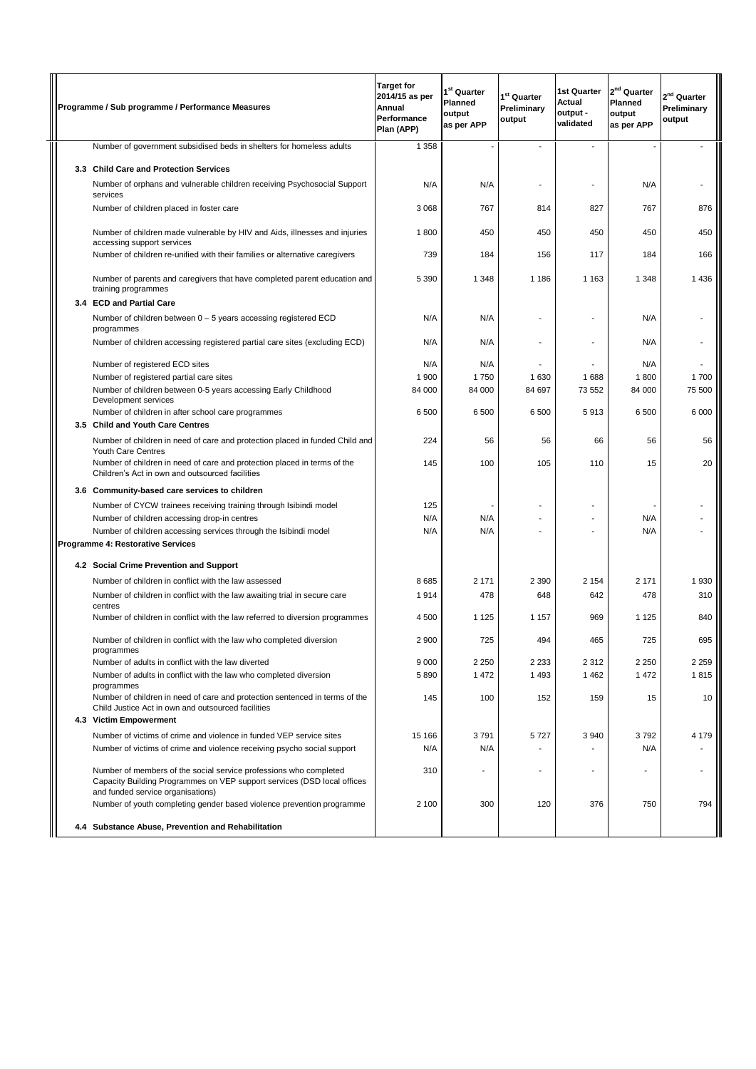| Programme / Sub programme / Performance Measures | Target for 2014/15 as per Annual Performance Plan (APP) | 1st Quarter Planned output as per APP | 1st Quarter Preliminary output | 1st Quarter Actual output - validated | 2nd Quarter Planned output as per APP | 2nd Quarter Preliminary output |
|---|---|---|---|---|---|---|
| Number of government subsidised beds in shelters for homeless adults | 1 358 | - | - | - | - | - |
| **3.3 Child Care and Protection Services** | | | | | | |
| Number of orphans and vulnerable children receiving Psychosocial Support services | N/A | N/A | - | - | N/A | - |
| Number of children placed in foster care | 3 068 | 767 | 814 | 827 | 767 | 876 |
| Number of children made vulnerable by HIV and Aids, illnesses and injuries accessing support services | 1 800 | 450 | 450 | 450 | 450 | 450 |
| Number of children re-unified with their families or alternative caregivers | 739 | 184 | 156 | 117 | 184 | 166 |
| Number of parents and caregivers that have completed parent education and training programmes | 5 390 | 1 348 | 1 186 | 1 163 | 1 348 | 1 436 |
| **3.4 ECD and Partial Care** | | | | | | |
| Number of children between 0 – 5 years accessing registered ECD programmes | N/A | N/A | - | - | N/A | - |
| Number of children accessing registered partial care sites (excluding ECD) | N/A | N/A | - | - | N/A | - |
| Number of registered ECD sites | N/A | N/A | - | - | N/A | - |
| Number of registered partial care sites | 1 900 | 1 750 | 1 630 | 1 688 | 1 800 | 1 700 |
| Number of children between 0-5 years accessing Early Childhood Development services | 84 000 | 84 000 | 84 697 | 73 552 | 84 000 | 75 500 |
| Number of children in after school care programmes | 6 500 | 6 500 | 6 500 | 5 913 | 6 500 | 6 000 |
| **3.5 Child and Youth Care Centres** | | | | | | |
| Number of children in need of care and protection placed in funded Child and Youth Care Centres | 224 | 56 | 56 | 66 | 56 | 56 |
| Number of children in need of care and protection placed in terms of the Children's Act in own and outsourced facilities | 145 | 100 | 105 | 110 | 15 | 20 |
| **3.6 Community-based care services to children** | | | | | | |
| Number of CYCW trainees receiving training through Isibindi model | 125 | - | - | - | - | - |
| Number of children accessing drop-in centres | N/A | N/A | - | - | N/A | - |
| Number of children accessing services through the Isibindi model | N/A | N/A | - | - | N/A | - |
| **Programme 4: Restorative Services** | | | | | | |
| **4.2 Social Crime Prevention and Support** | | | | | | |
| Number of children in conflict with the law assessed | 8 685 | 2 171 | 2 390 | 2 154 | 2 171 | 1 930 |
| Number of children in conflict with the law awaiting trial in secure care centres | 1 914 | 478 | 648 | 642 | 478 | 310 |
| Number of children in conflict with the law referred to diversion programmes | 4 500 | 1 125 | 1 157 | 969 | 1 125 | 840 |
| Number of children in conflict with the law who completed diversion programmes | 2 900 | 725 | 494 | 465 | 725 | 695 |
| Number of adults in conflict with the law diverted | 9 000 | 2 250 | 2 233 | 2 312 | 2 250 | 2 259 |
| Number of adults in conflict with the law who completed diversion programmes | 5 890 | 1 472 | 1 493 | 1 462 | 1 472 | 1 815 |
| Number of children in need of care and protection sentenced in terms of the Child Justice Act in own and outsourced facilities | 145 | 100 | 152 | 159 | 15 | 10 |
| **4.3 Victim Empowerment** | | | | | | |
| Number of victims of crime and violence in funded VEP service sites | 15 166 | 3 791 | 5 727 | 3 940 | 3 792 | 4 179 |
| Number of victims of crime and violence receiving psycho social support | N/A | N/A | - | - | N/A | - |
| Number of members of the social service professions who completed Capacity Building Programmes on VEP support services (DSD local offices and funded service organisations) | 310 | - | - | - | - | - |
| Number of youth completing gender based violence prevention programme | 2 100 | 300 | 120 | 376 | 750 | 794 |
| **4.4 Substance Abuse, Prevention and Rehabilitation** | | | | | | |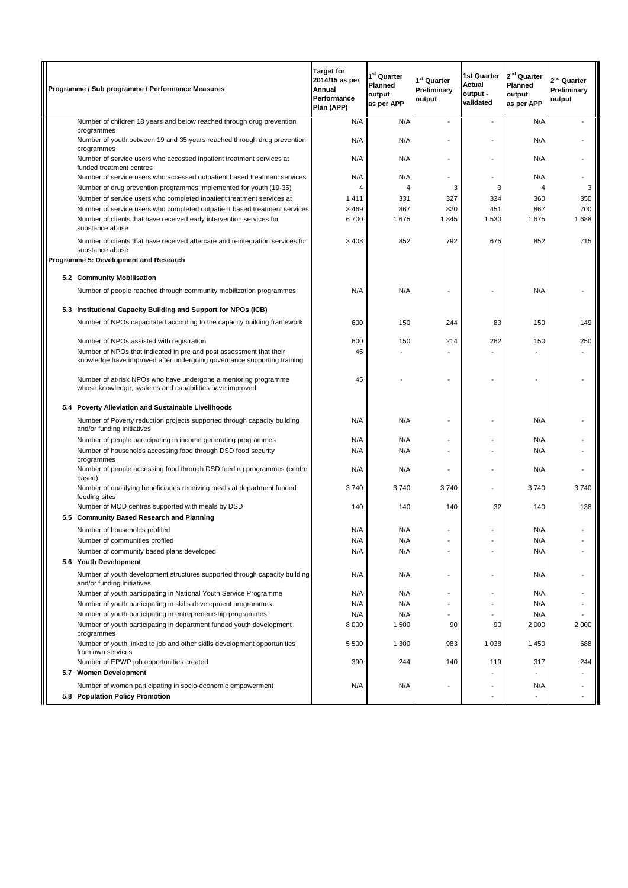| Programme / Sub programme / Performance Measures | Target for 2014/15 as per Annual Performance Plan (APP) | 1st Quarter Planned output as per APP | 1st Quarter Preliminary output | 1st Quarter Actual output - validated | 2nd Quarter Planned output as per APP | 2nd Quarter Preliminary output |
|---|---|---|---|---|---|---|
| Number of children 18 years and below reached through drug prevention programmes | N/A | N/A | - | - | N/A | - |
| Number of youth between 19 and 35 years reached through drug prevention programmes | N/A | N/A | - | - | N/A | - |
| Number of service users who accessed inpatient treatment services at funded treatment centres | N/A | N/A | - | - | N/A | - |
| Number of service users who accessed outpatient based treatment services | N/A | N/A | - | - | N/A | - |
| Number of drug prevention programmes implemented for youth (19-35) | 4 | 4 | 3 | 3 | 4 | 3 |
| Number of service users who completed inpatient treatment services at | 1 411 | 331 | 327 | 324 | 360 | 350 |
| Number of service users who completed outpatient based treatment services | 3 469 | 867 | 820 | 451 | 867 | 700 |
| Number of clients that have received early intervention services for substance abuse | 6 700 | 1 675 | 1 845 | 1 530 | 1 675 | 1 688 |
| Number of clients that have received aftercare and reintegration services for substance abuse | 3 408 | 852 | 792 | 675 | 852 | 715 |
| **Programme 5: Development and Research** | | | | | | |
| **5.2 Community Mobilisation** | | | | | | |
| Number of people reached through community mobilization programmes | N/A | N/A | - | - | N/A | - |
| **5.3 Institutional Capacity Building and Support for NPOs (ICB)** | | | | | | |
| Number of NPOs capacitated according to the capacity building framework | 600 | 150 | 244 | 83 | 150 | 149 |
| Number of NPOs assisted with registration | 600 | 150 | 214 | 262 | 150 | 250 |
| Number of NPOs that indicated in pre and post assessment that their knowledge have improved after undergoing governance supporting training | 45 | - | - | - | - | - |
| Number of at-risk NPOs who have undergone a mentoring programme whose knowledge, systems and capabilities have improved | 45 | - | - | - | - | - |
| **5.4 Poverty Alleviation and Sustainable Livelihoods** | | | | | | |
| Number of Poverty reduction projects supported through capacity building and/or funding initiatives | N/A | N/A | - | - | N/A | - |
| Number of people participating in income generating programmes | N/A | N/A | - | - | N/A | - |
| Number of households accessing food through DSD food security programmes | N/A | N/A | - | - | N/A | - |
| Number of people accessing food through DSD feeding programmes (centre based) | N/A | N/A | - | - | N/A | - |
| Number of qualifying beneficiaries receiving meals at department funded feeding sites | 3 740 | 3 740 | 3 740 | - | 3 740 | 3 740 |
| Number of MOD centres supported with meals by DSD | 140 | 140 | 140 | 32 | 140 | 138 |
| **5.5 Community Based Research and Planning** | | | | | | |
| Number of households profiled | N/A | N/A | - | - | N/A | - |
| Number of communities profiled | N/A | N/A | - | - | N/A | - |
| Number of community based plans developed | N/A | N/A | - | - | N/A | - |
| **5.6 Youth Development** | | | | | | |
| Number of youth development structures supported through capacity building and/or funding initiatives | N/A | N/A | - | - | N/A | - |
| Number of youth participating in National Youth Service Programme | N/A | N/A | - | - | N/A | - |
| Number of youth participating in skills development programmes | N/A | N/A | - | - | N/A | - |
| Number of youth participating in entrepreneurship programmes | N/A | N/A | - | - | N/A | - |
| Number of youth participating in department funded youth development programmes | 8 000 | 1 500 | 90 | 90 | 2 000 | 2 000 |
| Number of youth linked to job and other skills development opportunities from own services | 5 500 | 1 300 | 983 | 1 038 | 1 450 | 688 |
| Number of EPWP job opportunities created | 390 | 244 | 140 | 119 | 317 | 244 |
| **5.7 Women Development** | | | | - | - | - |
| Number of women participating in socio-economic empowerment | N/A | N/A | - | - | N/A | - |
| **5.8 Population Policy Promotion** | | | | - | - | - |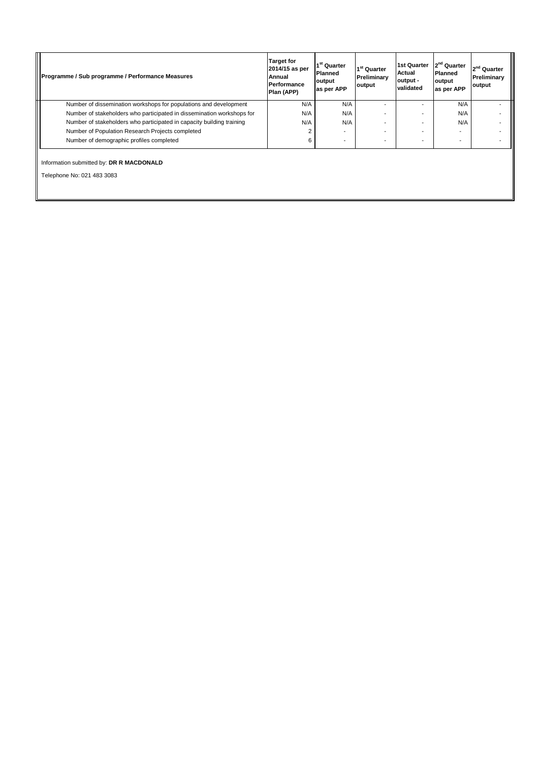| Programme / Sub programme / Performance Measures | Target for 2014/15 as per Annual Performance Plan (APP) | 1st Quarter Planned output as per APP | 1st Quarter Preliminary output | 1st Quarter Actual output - validated | 2nd Quarter Planned output as per APP | 2nd Quarter Preliminary output |
|---|---|---|---|---|---|---|
| Number of dissemination workshops for populations and development | N/A | N/A | - | - | N/A | - |
| Number of stakeholders who participated in dissemination workshops for | N/A | N/A | - | - | N/A | - |
| Number of stakeholders who participated in capacity building training | N/A | N/A | - | - | N/A | - |
| Number of Population Research Projects completed | 2 | - | - | - | - | - |
| Number of demographic profiles completed | 6 | - | - | - | - | - |

Information submitted by: **DR R MACDONALD**

Telephone No: 021 483 3083